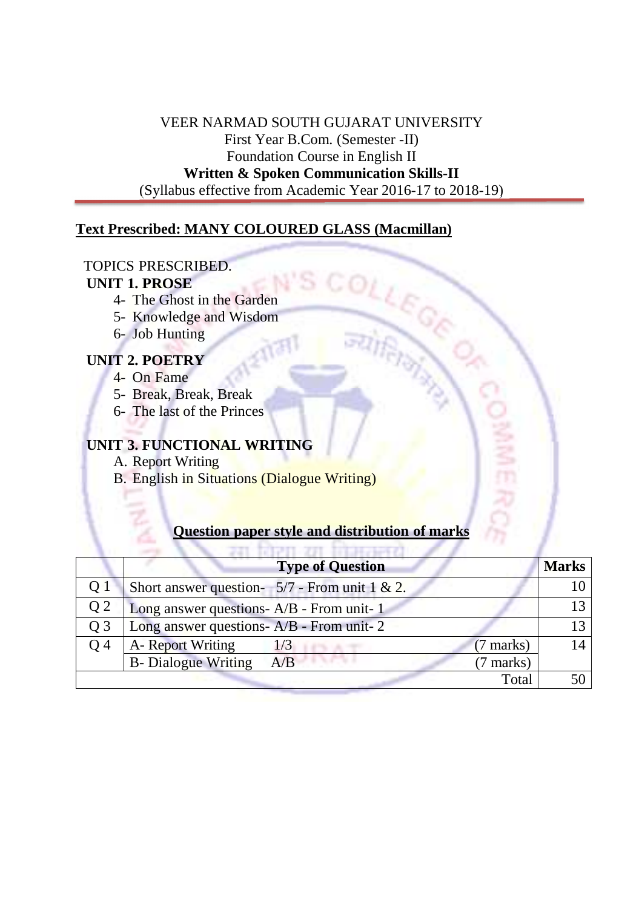VEER NARMAD SOUTH GUJARAT UNIVERSITY
First Year B.Com. (Semester -II)
Foundation Course in English II
**Written & Spoken Communication Skills-II**
(Syllabus effective from Academic Year 2016-17 to 2018-19)

**Text Prescribed: MANY COLOURED GLASS (Macmillan)**

TOPICS PRESCRIBED.

**UNIT 1. PROSE**

4- The Ghost in the Garden
5- Knowledge and Wisdom
6- Job Hunting

**UNIT 2. POETRY**

4- On Fame
5- Break, Break, Break
6- The last of the Princes

**UNIT 3. FUNCTIONAL WRITING**

A. Report Writing
B. English in Situations (Dialogue Writing)

**Question paper style and distribution of marks**

| | Type of Question | | | Marks |
|---|---|---|---|---|
| Q 1 | Short answer question- 5/7 - From unit 1 & 2. | | | 10 |
| Q 2 | Long answer questions- A/B - From unit- 1 | | | 13 |
| Q 3 | Long answer questions- A/B - From unit- 2 | | | 13 |
| Q 4 | A- Report Writing | 1/3 | (7 marks) | 14 |
| | B- Dialogue Writing | A/B | (7 marks) | |
| | | | Total | 50 |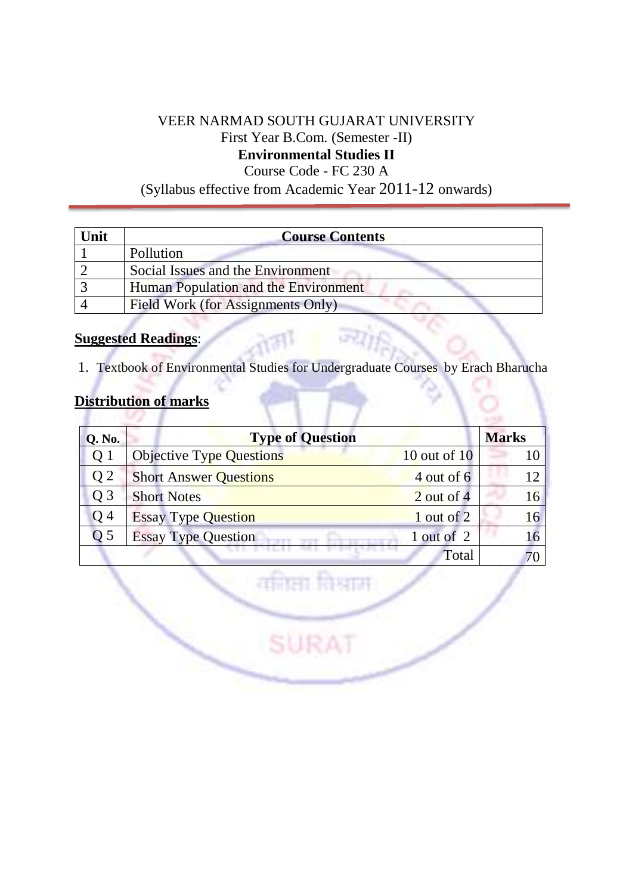VEER NARMAD SOUTH GUJARAT UNIVERSITY

First Year B.Com. (Semester -II)

**Environmental Studies II**

Course Code - FC 230 A

(Syllabus effective from Academic Year 2011-12 onwards)

| Unit | Course Contents |
|---|---|
| 1 | Pollution |
| 2 | Social Issues and the Environment |
| 3 | Human Population and the Environment |
| 4 | Field Work (for Assignments Only) |

**Suggested Readings**:

1. Textbook of Environmental Studies for Undergraduate Courses by Erach Bharucha

**Distribution of marks**

| Q. No. | Type of Question | | Marks |
|---|---|---|---|
| Q 1 | Objective Type Questions | 10 out of 10 | 10 |
| Q 2 | Short Answer Questions | 4 out of 6 | 12 |
| Q 3 | Short Notes | 2 out of 4 | 16 |
| Q 4 | Essay Type Question | 1 out of 2 | 16 |
| Q 5 | Essay Type Question | 1 out of 2 | 16 |
| | | Total | 70 |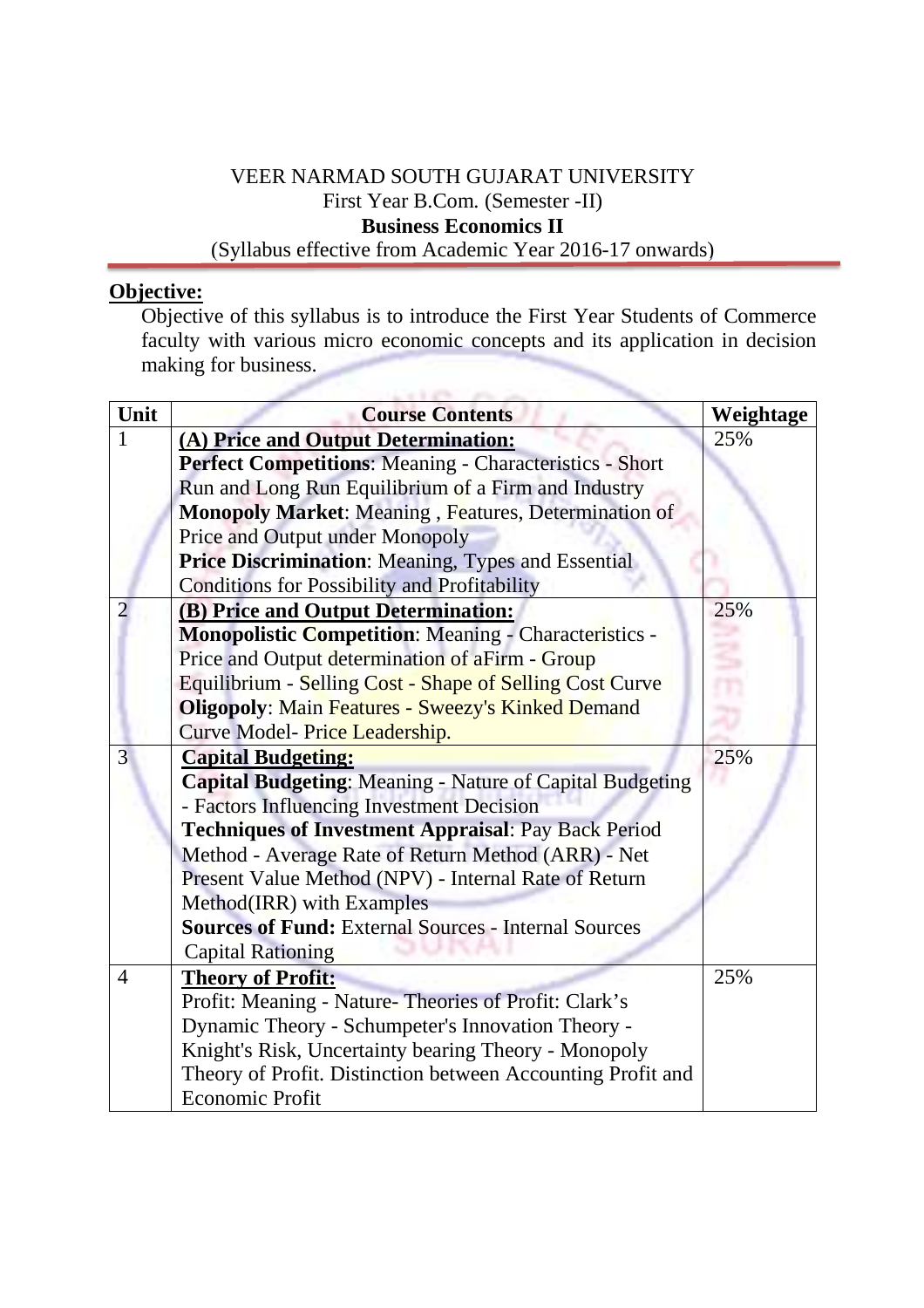VEER NARMAD SOUTH GUJARAT UNIVERSITY
First Year B.Com. (Semester -II)
**Business Economics II**
(Syllabus effective from Academic Year 2016-17 onwards)

**Objective:**

Objective of this syllabus is to introduce the First Year Students of Commerce faculty with various micro economic concepts and its application in decision making for business.

| Unit | Course Contents | Weightage |
|---|---|---|
| 1 | **(A) Price and Output Determination:** **Perfect Competitions**: Meaning - Characteristics - Short Run and Long Run Equilibrium of a Firm and Industry **Monopoly Market**: Meaning , Features, Determination of Price and Output under Monopoly **Price Discrimination**: Meaning, Types and Essential Conditions for Possibility and Profitability | 25% |
| 2 | **(B) Price and Output Determination:** **Monopolistic Competition**: Meaning - Characteristics - Price and Output determination of aFirm - Group Equilibrium - Selling Cost - Shape of Selling Cost Curve **Oligopoly**: Main Features - Sweezy's Kinked Demand Curve Model- Price Leadership. | 25% |
| 3 | **Capital Budgeting:** **Capital Budgeting**: Meaning - Nature of Capital Budgeting - Factors Influencing Investment Decision **Techniques of Investment Appraisal**: Pay Back Period Method - Average Rate of Return Method (ARR) - Net Present Value Method (NPV) - Internal Rate of Return Method(IRR) with Examples **Sources of Fund:** External Sources - Internal Sources Capital Rationing | 25% |
| 4 | **Theory of Profit:** Profit: Meaning - Nature- Theories of Profit: Clark's Dynamic Theory - Schumpeter's Innovation Theory - Knight's Risk, Uncertainty bearing Theory - Monopoly Theory of Profit. Distinction between Accounting Profit and Economic Profit | 25% |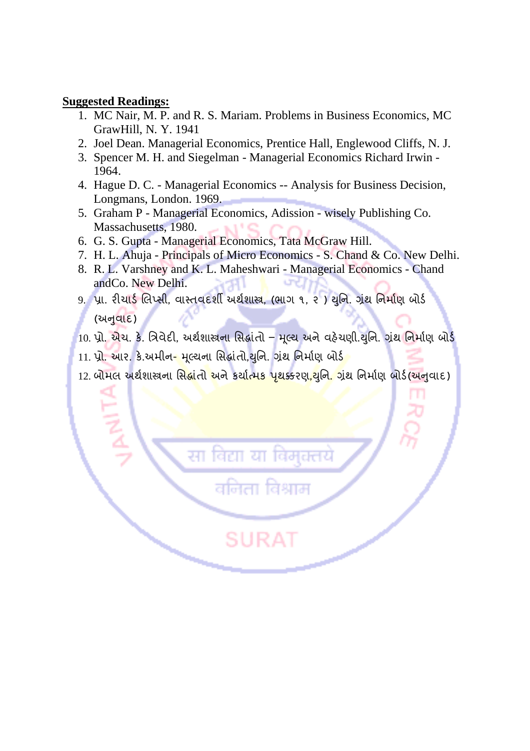**Suggested Readings:**

1. MC Nair, M. P. and R. S. Mariam. Problems in Business Economics, MC GrawHill, N. Y. 1941
2. Joel Dean. Managerial Economics, Prentice Hall, Englewood Cliffs, N. J.
3. Spencer M. H. and Siegelman - Managerial Economics Richard Irwin - 1964.
4. Hague D. C. - Managerial Economics -- Analysis for Business Decision, Longmans, London. 1969.
5. Graham P - Managerial Economics, Adission - wisely Publishing Co. Massachusetts, 1980.
6. G. S. Gupta - Managerial Economics, Tata McGraw Hill.
7. H. L. Ahuja - Principals of Micro Economics - S. Chand & Co. New Delhi.
8. R. L. Varshney and K. L. Maheshwari - Managerial Economics - Chand andCo. New Delhi.
9. પ્રા. રીચાર્ડ લિપ્સી, વાસ્તવદર્શી અર્થશાસ્ત્ર, (ભાગ ૧, ૨ ) યુનિ. ગ્રંથ નિર્માણ બોર્ડ (અનુવાદ)
10. પ્રો. એચ. કે. ત્રિવેદી, અર્થશાસ્ત્રના સિદ્ધાંતો – મૂલ્ય અને વહેચણી.યુનિ. ગ્રંથ નિર્માણ બોર્ડ
11. પ્રો. આર. કે.અમીન- મૂલ્યના સિદ્ધાંતો,યુનિ. ગ્રંથ નિર્માણ બોર્ડ
12. બોમલ અર્થશાસ્ત્રના સિદ્ધાંતો અને કર્યાત્મક પૃથક્કરણ,યુનિ. ગ્રંથ નિર્માણ બોર્ડ(અનુવાદ)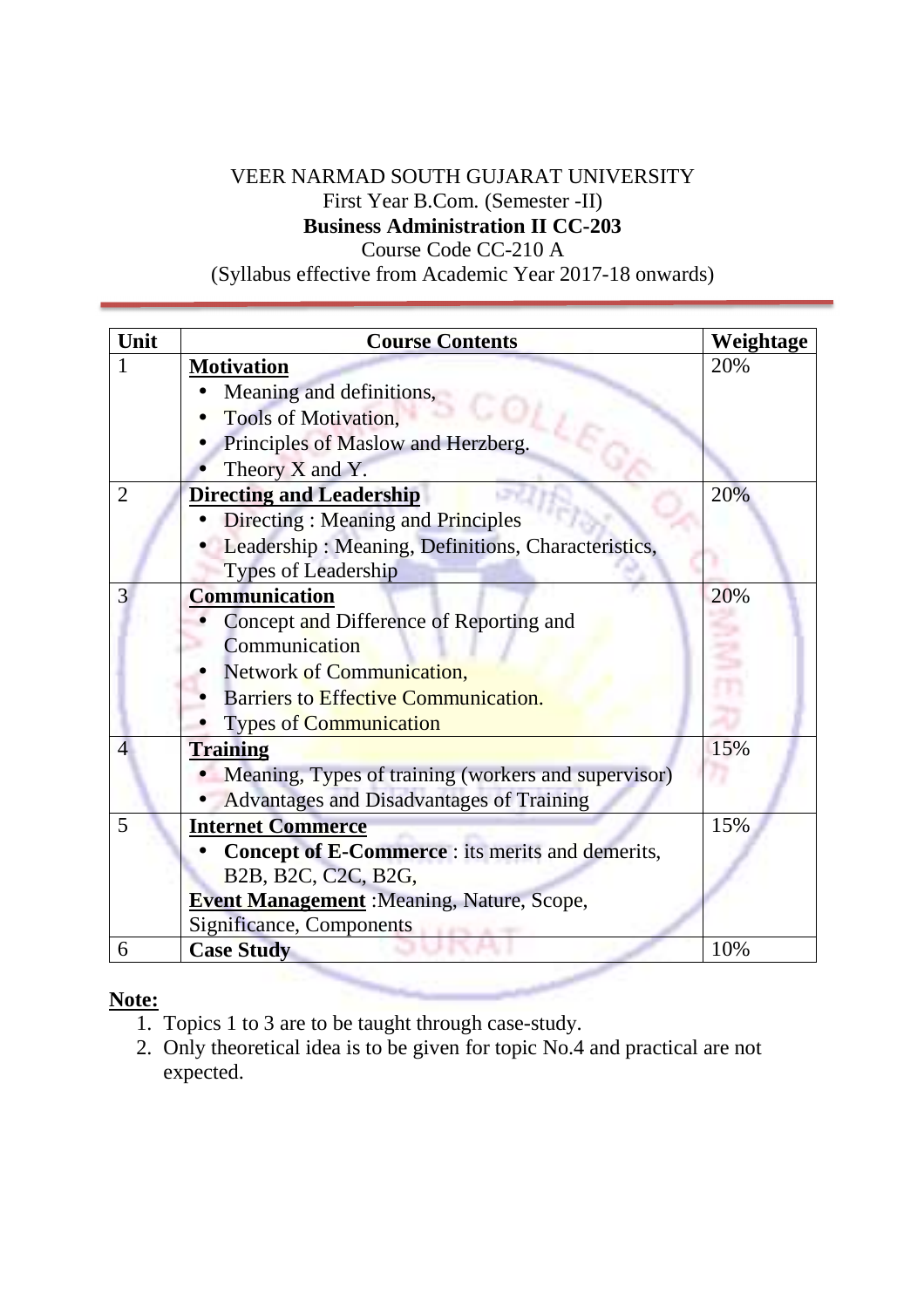VEER NARMAD SOUTH GUJARAT UNIVERSITY
First Year B.Com. (Semester -II)
**Business Administration II CC-203**
Course Code CC-210 A
(Syllabus effective from Academic Year 2017-18 onwards)

| Unit | Course Contents | Weightage |
|---|---|---|
| 1 | **Motivation**<br>• Meaning and definitions,<br>• Tools of Motivation,<br>• Principles of Maslow and Herzberg.<br>• Theory X and Y. | 20% |
| 2 | **Directing and Leadership**<br>• Directing : Meaning and Principles<br>• Leadership : Meaning, Definitions, Characteristics, Types of Leadership | 20% |
| 3 | **Communication**<br>• Concept and Difference of Reporting and Communication<br>• Network of Communication,<br>• Barriers to Effective Communication.<br>• Types of Communication | 20% |
| 4 | **Training**<br>• Meaning, Types of training (workers and supervisor)<br>• Advantages and Disadvantages of Training | 15% |
| 5 | **Internet Commerce**<br>• **Concept of E-Commerce** : its merits and demerits, B2B, B2C, C2C, B2G,<br>**Event Management** :Meaning, Nature, Scope, Significance, Components | 15% |
| 6 | **Case Study** | 10% |

**Note:**

1. Topics 1 to 3 are to be taught through case-study.
2. Only theoretical idea is to be given for topic No.4 and practical are not expected.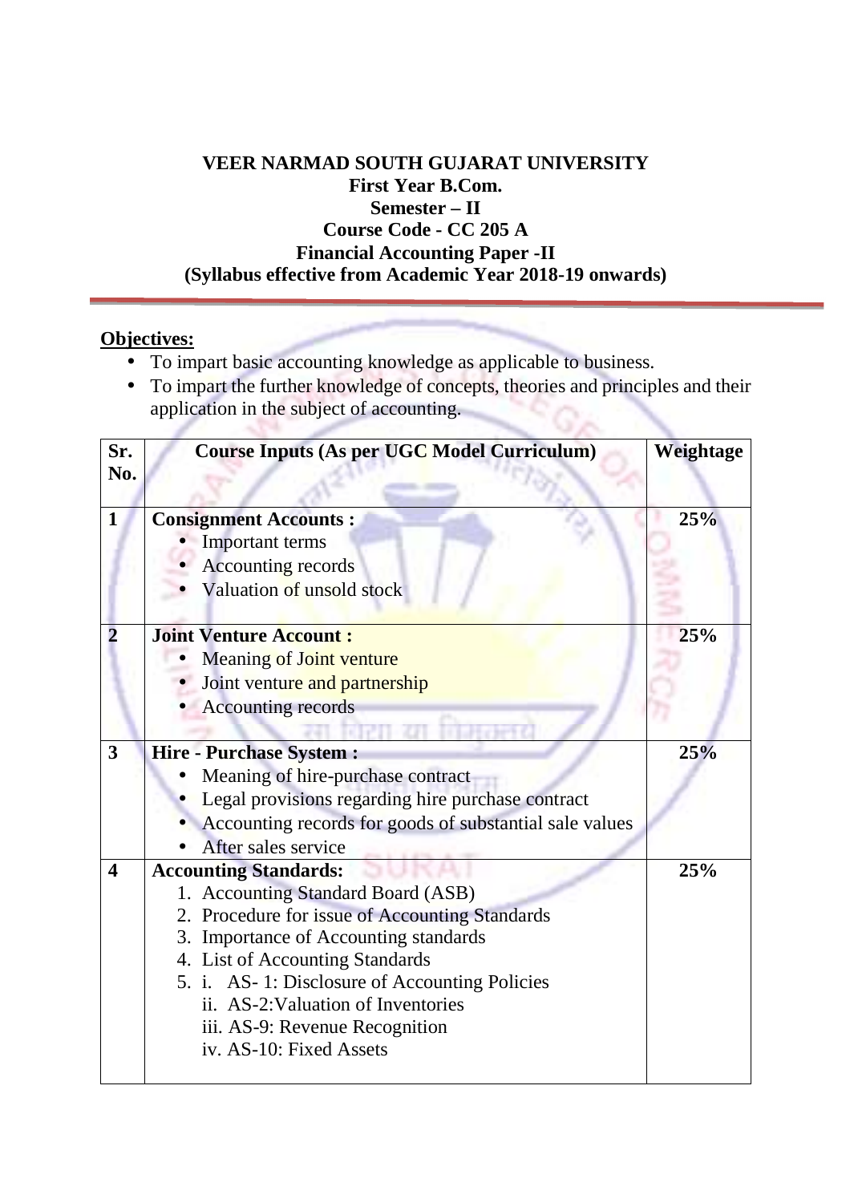**VEER NARMAD SOUTH GUJARAT UNIVERSITY**
**First Year B.Com.**
**Semester – II**
**Course Code - CC 205 A**
**Financial Accounting Paper -II**
**(Syllabus effective from Academic Year 2018-19 onwards)**

**Objectives:**

- To impart basic accounting knowledge as applicable to business.
- To impart the further knowledge of concepts, theories and principles and their application in the subject of accounting.

| Sr. No. | Course Inputs (As per UGC Model Curriculum) | Weightage |
|---|---|---|
| 1 | **Consignment Accounts :**<br>• Important terms<br>• Accounting records<br>• Valuation of unsold stock | 25% |
| 2 | **Joint Venture Account :**<br>• Meaning of Joint venture<br>• Joint venture and partnership<br>• Accounting records | 25% |
| 3 | **Hire - Purchase System :**<br>• Meaning of hire-purchase contract<br>• Legal provisions regarding hire purchase contract<br>• Accounting records for goods of substantial sale values<br>• After sales service | 25% |
| 4 | **Accounting Standards:**<br>1. Accounting Standard Board (ASB)<br>2. Procedure for issue of Accounting Standards<br>3. Importance of Accounting standards<br>4. List of Accounting Standards<br>5. i. AS- 1: Disclosure of Accounting Policies<br>ii. AS-2:Valuation of Inventories<br>iii. AS-9: Revenue Recognition<br>iv. AS-10: Fixed Assets | 25% |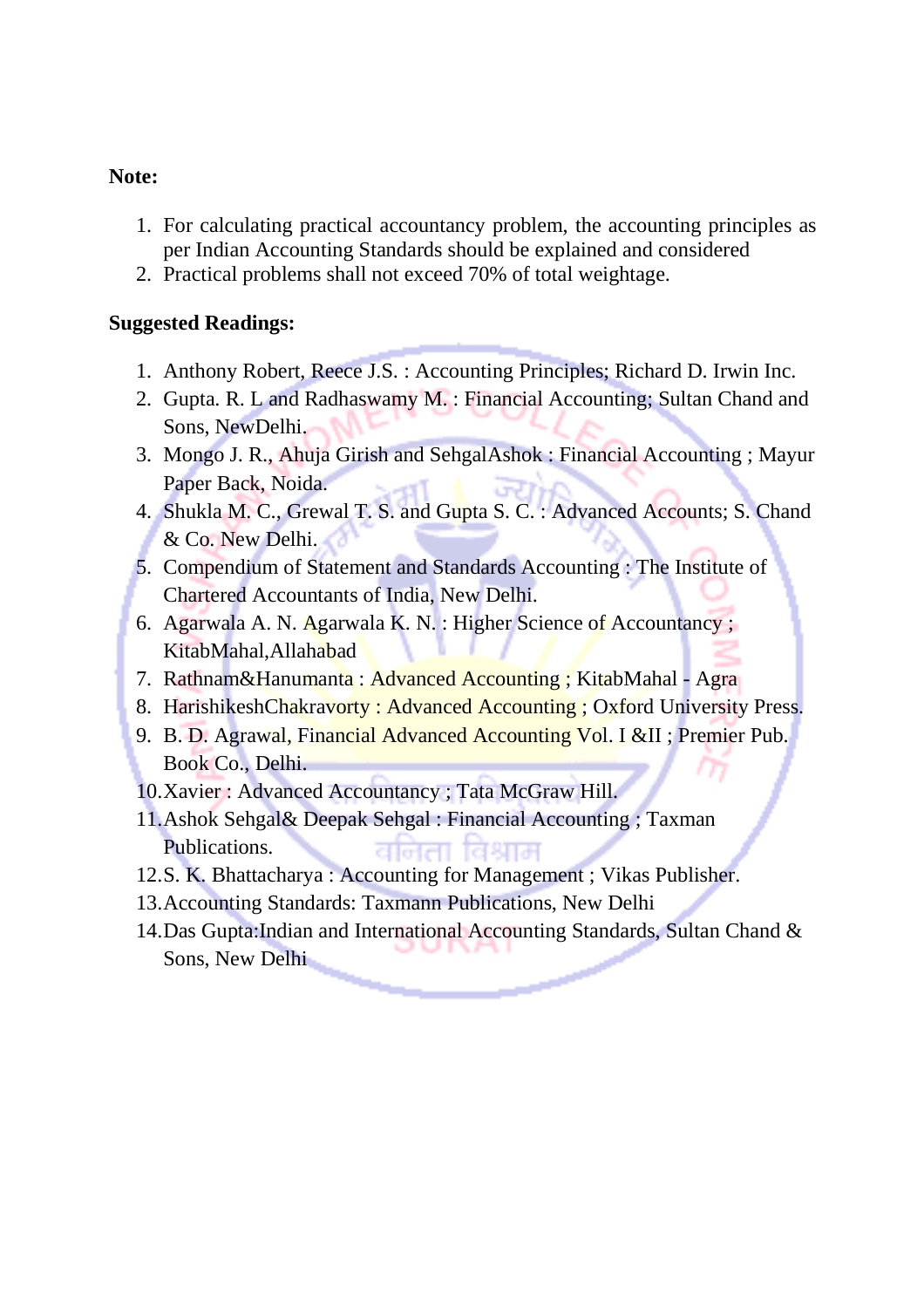**Note:**

1. For calculating practical accountancy problem, the accounting principles as per Indian Accounting Standards should be explained and considered
2. Practical problems shall not exceed 70% of total weightage.

**Suggested Readings:**

1. Anthony Robert, Reece J.S. : Accounting Principles; Richard D. Irwin Inc.
2. Gupta. R. L and Radhaswamy M. : Financial Accounting; Sultan Chand and Sons, NewDelhi.
3. Mongo J. R., Ahuja Girish and SehgalAshok : Financial Accounting ; Mayur Paper Back, Noida.
4. Shukla M. C., Grewal T. S. and Gupta S. C. : Advanced Accounts; S. Chand & Co. New Delhi.
5. Compendium of Statement and Standards Accounting : The Institute of Chartered Accountants of India, New Delhi.
6. Agarwala A. N. Agarwala K. N. : Higher Science of Accountancy ; KitabMahal,Allahabad
7. Rathnam&Hanumanta : Advanced Accounting ; KitabMahal - Agra
8. HarishikeshChakravorty : Advanced Accounting ; Oxford University Press.
9. B. D. Agrawal, Financial Advanced Accounting Vol. I &II ; Premier Pub. Book Co., Delhi.
10. Xavier : Advanced Accountancy ; Tata McGraw Hill.
11. Ashok Sehgal& Deepak Sehgal : Financial Accounting ; Taxman Publications.
12. S. K. Bhattacharya : Accounting for Management ; Vikas Publisher.
13. Accounting Standards: Taxmann Publications, New Delhi
14. Das Gupta:Indian and International Accounting Standards, Sultan Chand & Sons, New Delhi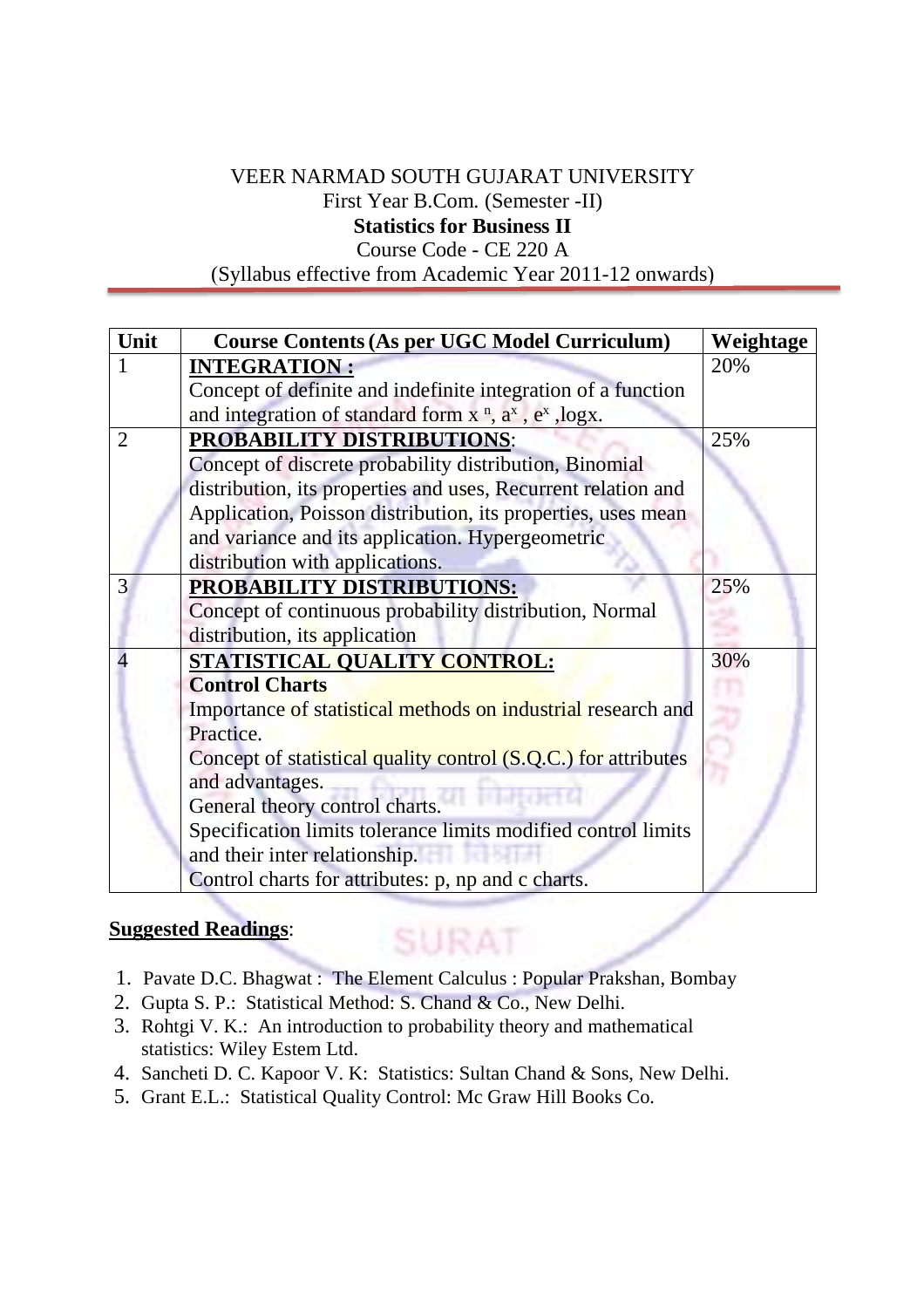VEER NARMAD SOUTH GUJARAT UNIVERSITY

First Year B.Com. (Semester -II)

**Statistics for Business II**

Course Code - CE 220 A

(Syllabus effective from Academic Year 2011-12 onwards)

| Unit | Course Contents (As per UGC Model Curriculum) | Weightage |
|---|---|---|
| 1 | **INTEGRATION :** Concept of definite and indefinite integration of a function and integration of standard form $x^n$, $a^x$, $e^x$, logx. | 20% |
| 2 | **PROBABILITY DISTRIBUTIONS**: Concept of discrete probability distribution, Binomial distribution, its properties and uses, Recurrent relation and Application, Poisson distribution, its properties, uses mean and variance and its application. Hypergeometric distribution with applications. | 25% |
| 3 | **PROBABILITY DISTRIBUTIONS:** Concept of continuous probability distribution, Normal distribution, its application | 25% |
| 4 | **STATISTICAL QUALITY CONTROL:** **Control Charts** Importance of statistical methods on industrial research and Practice. Concept of statistical quality control (S.Q.C.) for attributes and advantages. General theory control charts. Specification limits tolerance limits modified control limits and their inter relationship. Control charts for attributes: p, np and c charts. | 30% |

**Suggested Readings**:

1. Pavate D.C. Bhagwat : The Element Calculus : Popular Prakshan, Bombay
2. Gupta S. P.: Statistical Method: S. Chand & Co., New Delhi.
3. Rohtgi V. K.: An introduction to probability theory and mathematical statistics: Wiley Estem Ltd.
4. Sancheti D. C. Kapoor V. K: Statistics: Sultan Chand & Sons, New Delhi.
5. Grant E.L.: Statistical Quality Control: Mc Graw Hill Books Co.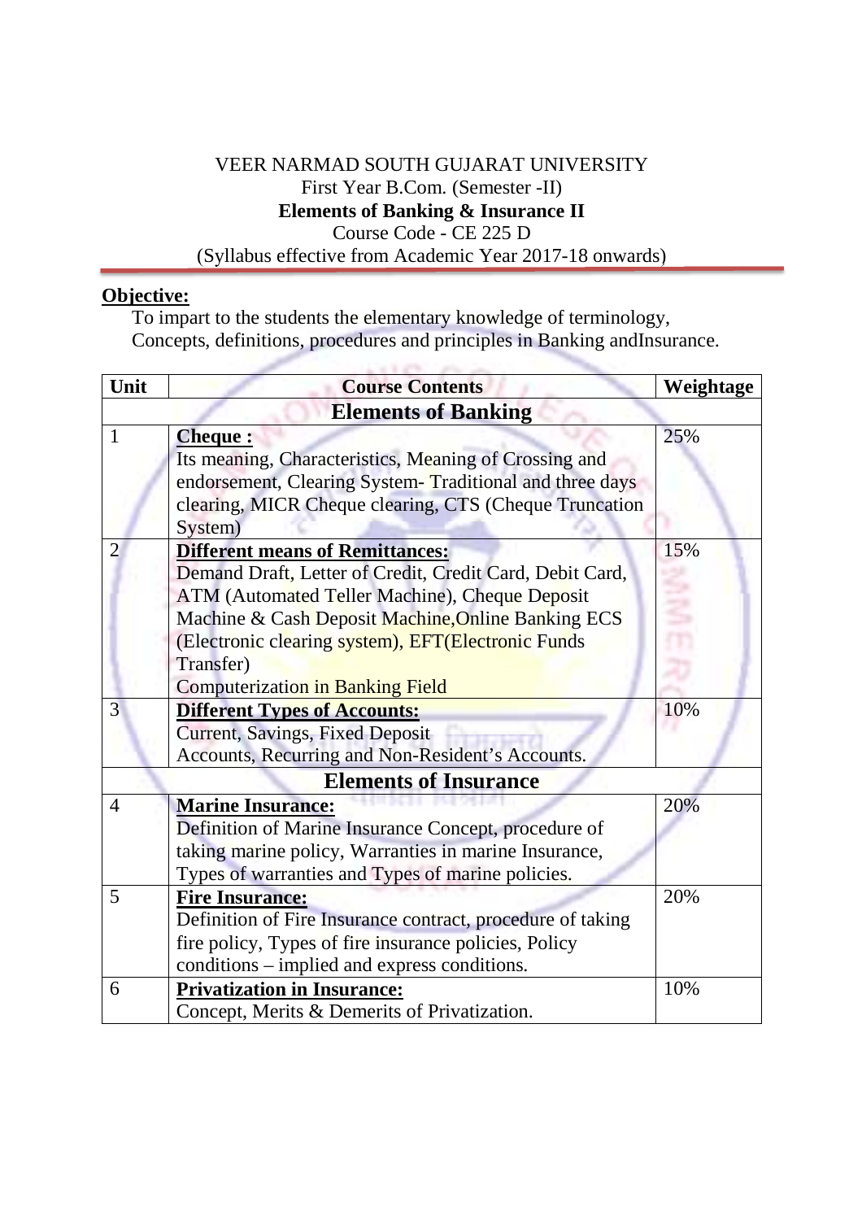VEER NARMAD SOUTH GUJARAT UNIVERSITY

First Year B.Com. (Semester -II)

**Elements of Banking & Insurance II**

Course Code - CE 225 D

(Syllabus effective from Academic Year 2017-18 onwards)

**Objective:**

To impart to the students the elementary knowledge of terminology, Concepts, definitions, procedures and principles in Banking andInsurance.

| Unit | Course Contents | Weightage |
|---|---|---|
| | **Elements of Banking** | |
| 1 | **Cheque :** Its meaning, Characteristics, Meaning of Crossing and endorsement, Clearing System- Traditional and three days clearing, MICR Cheque clearing, CTS (Cheque Truncation System) | 25% |
| 2 | **Different means of Remittances:** Demand Draft, Letter of Credit, Credit Card, Debit Card, ATM (Automated Teller Machine), Cheque Deposit Machine & Cash Deposit Machine,Online Banking ECS (Electronic clearing system), EFT(Electronic Funds Transfer) Computerization in Banking Field | 15% |
| 3 | **Different Types of Accounts:** Current, Savings, Fixed Deposit Accounts, Recurring and Non-Resident's Accounts. | 10% |
| | **Elements of Insurance** | |
| 4 | **Marine Insurance:** Definition of Marine Insurance Concept, procedure of taking marine policy, Warranties in marine Insurance, Types of warranties and Types of marine policies. | 20% |
| 5 | **Fire Insurance:** Definition of Fire Insurance contract, procedure of taking fire policy, Types of fire insurance policies, Policy conditions – implied and express conditions. | 20% |
| 6 | **Privatization in Insurance:** Concept, Merits & Demerits of Privatization. | 10% |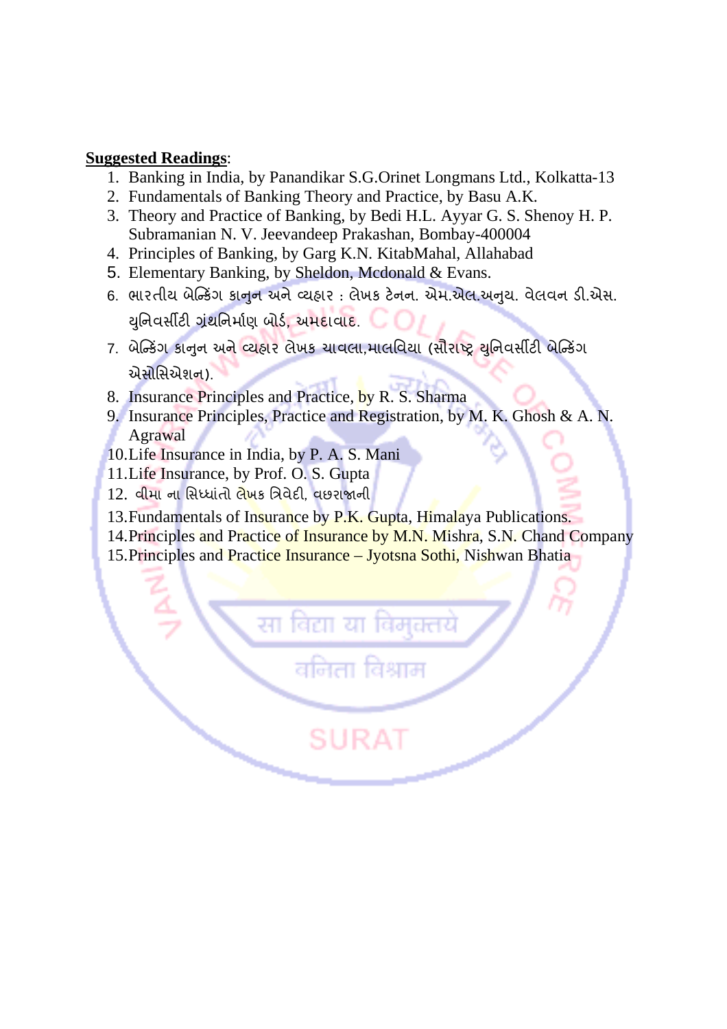**Suggested Readings**:

1. Banking in India, by Panandikar S.G.Orinet Longmans Ltd., Kolkatta-13
2. Fundamentals of Banking Theory and Practice, by Basu A.K.
3. Theory and Practice of Banking, by Bedi H.L. Ayyar G. S. Shenoy H. P. Subramanian N. V. Jeevandeep Prakashan, Bombay-400004
4. Principles of Banking, by Garg K.N. KitabMahal, Allahabad
5. Elementary Banking, by Sheldon, Mcdonald & Evans.
6. ભારતીય બેન્કિંગ કાનુન અને વ્યહાર : લેખક ટેનન. એમ.એલ.અનુય. વેલવન ડી.એસ. યુનિવર્સીટી ગ્રંથનિર્માણ બોર્ડ, અમદાવાદ.
7. બેન્કિંગ કાનુન અને વ્યહાર લેખક ચાવલા,માલવિયા (સૌરાષ્ટ્ર યુનિવર્સીટી બેન્કિંગ એસોસિએશન).
8. Insurance Principles and Practice, by R. S. Sharma
9. Insurance Principles, Practice and Registration, by M. K. Ghosh & A. N. Agrawal
10. Life Insurance in India, by P. A. S. Mani
11. Life Insurance, by Prof. O. S. Gupta
12. વીમા ના સિધ્ધાંતો લેખક ત્રિવેદી, વછરાજાની
13. Fundamentals of Insurance by P.K. Gupta, Himalaya Publications.
14. Principles and Practice of Insurance by M.N. Mishra, S.N. Chand Company
15. Principles and Practice Insurance – Jyotsna Sothi, Nishwan Bhatia